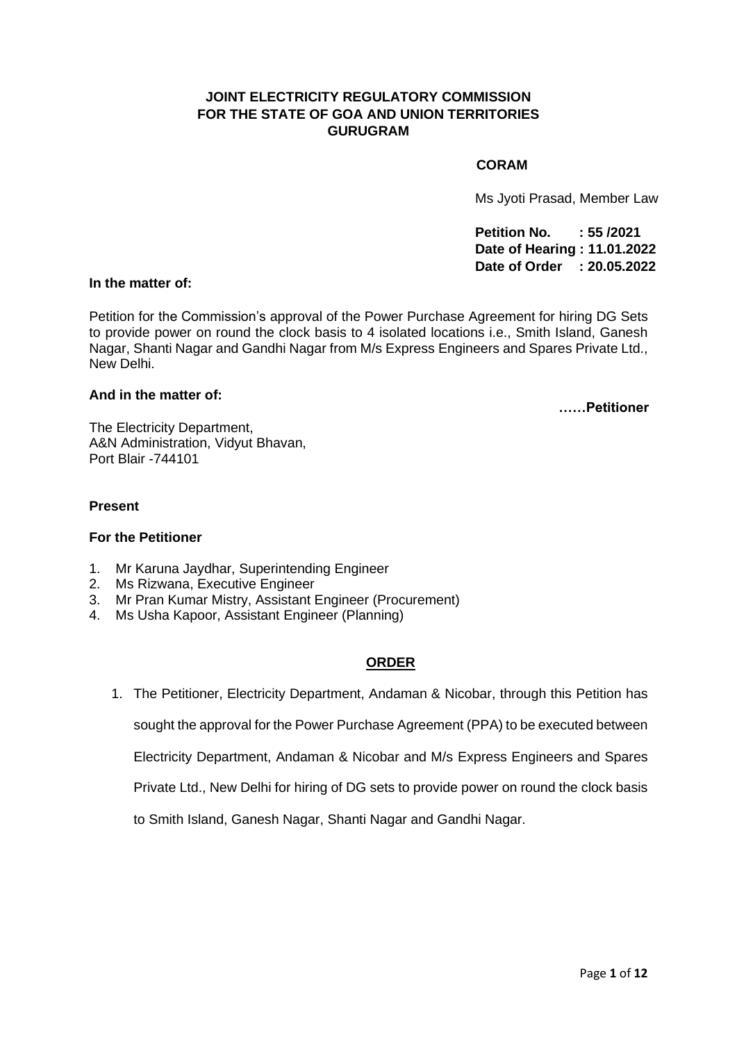**JOINT ELECTRICITY REGULATORY COMMISSION**
**FOR THE STATE OF GOA AND UNION TERRITORIES**
**GURUGRAM**

**CORAM**

Ms Jyoti Prasad, Member Law

**Petition No. : 55 /2021**
**Date of Hearing : 11.01.2022**
**Date of Order : 20.05.2022**

**In the matter of:**

Petition for the Commission's approval of the Power Purchase Agreement for hiring DG Sets to provide power on round the clock basis to 4 isolated locations i.e., Smith Island, Ganesh Nagar, Shanti Nagar and Gandhi Nagar from M/s Express Engineers and Spares Private Ltd., New Delhi.

**And in the matter of:**

**……Petitioner**

The Electricity Department,
A&N Administration, Vidyut Bhavan,
Port Blair -744101

**Present**

**For the Petitioner**

1. Mr Karuna Jaydhar, Superintending Engineer
2. Ms Rizwana, Executive Engineer
3. Mr Pran Kumar Mistry, Assistant Engineer (Procurement)
4. Ms Usha Kapoor, Assistant Engineer (Planning)

**ORDER**

1. The Petitioner, Electricity Department, Andaman & Nicobar, through this Petition has sought the approval for the Power Purchase Agreement (PPA) to be executed between Electricity Department, Andaman & Nicobar and M/s Express Engineers and Spares Private Ltd., New Delhi for hiring of DG sets to provide power on round the clock basis to Smith Island, Ganesh Nagar, Shanti Nagar and Gandhi Nagar.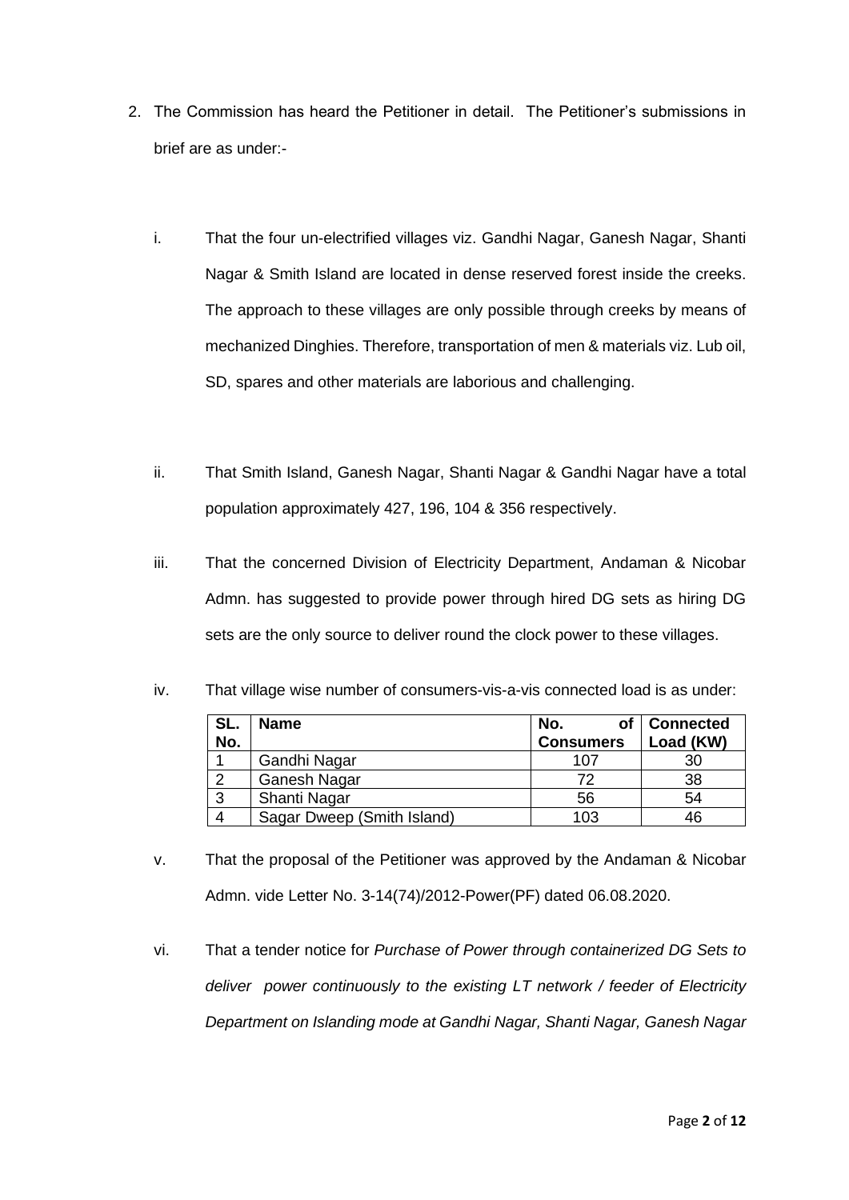2. The Commission has heard the Petitioner in detail. The Petitioner's submissions in brief are as under:-

   i. That the four un-electrified villages viz. Gandhi Nagar, Ganesh Nagar, Shanti Nagar & Smith Island are located in dense reserved forest inside the creeks. The approach to these villages are only possible through creeks by means of mechanized Dinghies. Therefore, transportation of men & materials viz. Lub oil, SD, spares and other materials are laborious and challenging.

   ii. That Smith Island, Ganesh Nagar, Shanti Nagar & Gandhi Nagar have a total population approximately 427, 196, 104 & 356 respectively.

   iii. That the concerned Division of Electricity Department, Andaman & Nicobar Admn. has suggested to provide power through hired DG sets as hiring DG sets are the only source to deliver round the clock power to these villages.

   iv. That village wise number of consumers-vis-a-vis connected load is as under:

| SL. No. | Name | No. of Consumers | Connected Load (KW) |
|---|---|---|---|
| 1 | Gandhi Nagar | 107 | 30 |
| 2 | Ganesh Nagar | 72 | 38 |
| 3 | Shanti Nagar | 56 | 54 |
| 4 | Sagar Dweep (Smith Island) | 103 | 46 |

   v. That the proposal of the Petitioner was approved by the Andaman & Nicobar Admn. vide Letter No. 3-14(74)/2012-Power(PF) dated 06.08.2020.

   vi. That a tender notice for *Purchase of Power through containerized DG Sets to deliver power continuously to the existing LT network / feeder of Electricity Department on Islanding mode at Gandhi Nagar, Shanti Nagar, Ganesh Nagar*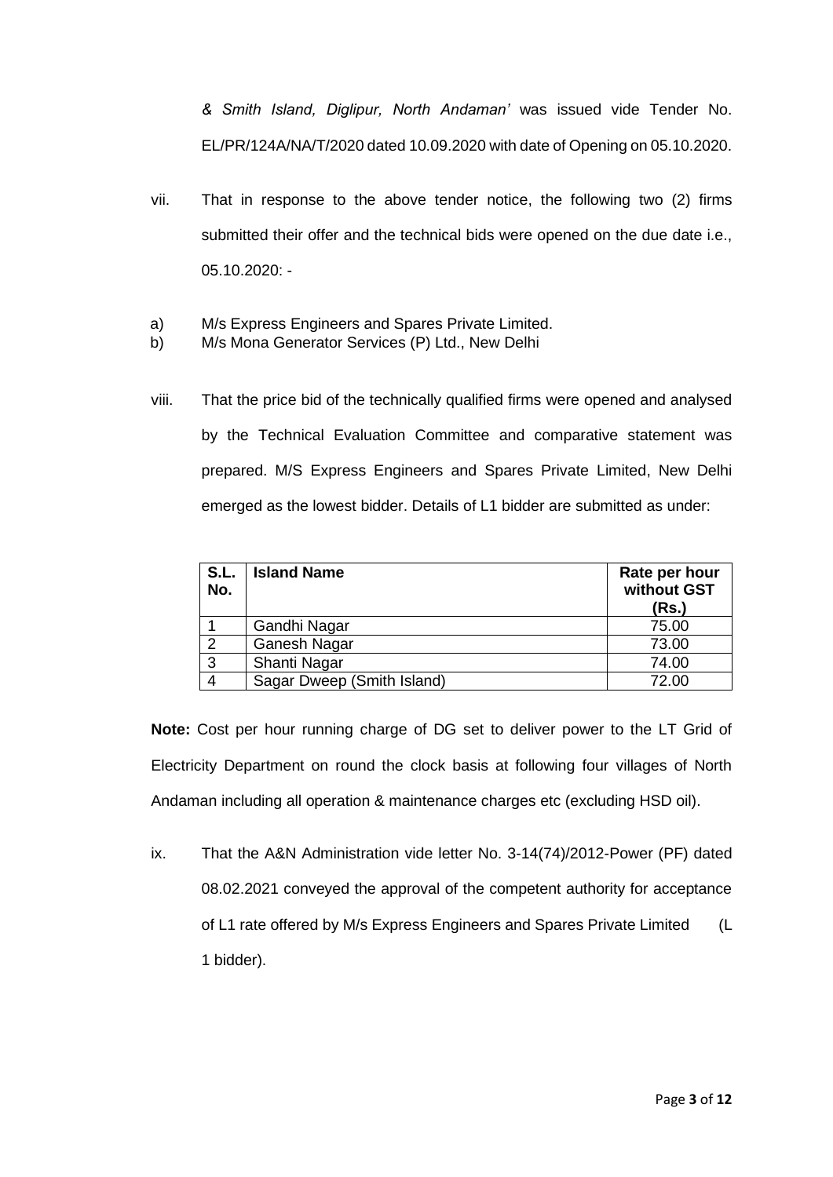*& Smith Island, Diglipur, North Andaman'* was issued vide Tender No. EL/PR/124A/NA/T/2020 dated 10.09.2020 with date of Opening on 05.10.2020.

vii. That in response to the above tender notice, the following two (2) firms submitted their offer and the technical bids were opened on the due date i.e., 05.10.2020: -

a) M/s Express Engineers and Spares Private Limited.
b) M/s Mona Generator Services (P) Ltd., New Delhi

viii. That the price bid of the technically qualified firms were opened and analysed by the Technical Evaluation Committee and comparative statement was prepared. M/S Express Engineers and Spares Private Limited, New Delhi emerged as the lowest bidder. Details of L1 bidder are submitted as under:

| S.L. No. | Island Name | Rate per hour without GST (Rs.) |
|---|---|---|
| 1 | Gandhi Nagar | 75.00 |
| 2 | Ganesh Nagar | 73.00 |
| 3 | Shanti Nagar | 74.00 |
| 4 | Sagar Dweep (Smith Island) | 72.00 |

**Note:** Cost per hour running charge of DG set to deliver power to the LT Grid of Electricity Department on round the clock basis at following four villages of North Andaman including all operation & maintenance charges etc (excluding HSD oil).

ix. That the A&N Administration vide letter No. 3-14(74)/2012-Power (PF) dated 08.02.2021 conveyed the approval of the competent authority for acceptance of L1 rate offered by M/s Express Engineers and Spares Private Limited (L 1 bidder).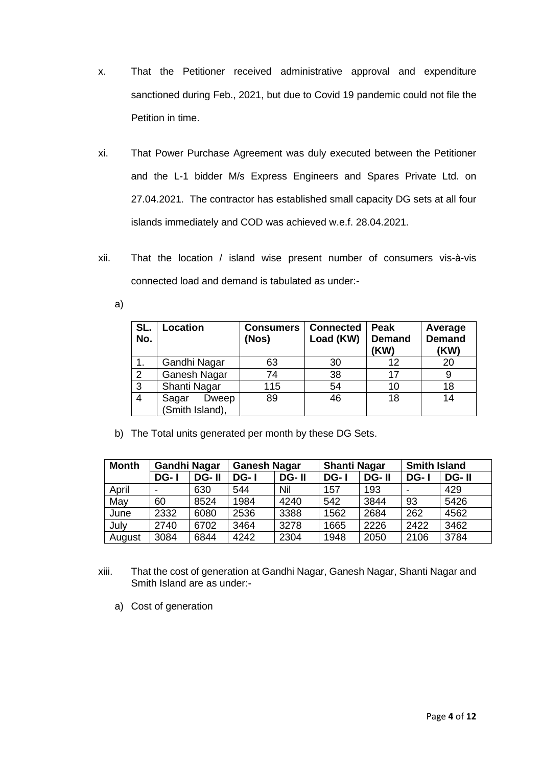x. That the Petitioner received administrative approval and expenditure sanctioned during Feb., 2021, but due to Covid 19 pandemic could not file the Petition in time.

xi. That Power Purchase Agreement was duly executed between the Petitioner and the L-1 bidder M/s Express Engineers and Spares Private Ltd. on 27.04.2021. The contractor has established small capacity DG sets at all four islands immediately and COD was achieved w.e.f. 28.04.2021.

xii. That the location / island wise present number of consumers vis-à-vis connected load and demand is tabulated as under:-

a)

| SL. No. | Location | Consumers (Nos) | Connected Load (KW) | Peak Demand (KW) | Average Demand (KW) |
|---|---|---|---|---|---|
| 1. | Gandhi Nagar | 63 | 30 | 12 | 20 |
| 2 | Ganesh Nagar | 74 | 38 | 17 | 9 |
| 3 | Shanti Nagar | 115 | 54 | 10 | 18 |
| 4 | Sagar Dweep (Smith Island), | 89 | 46 | 18 | 14 |

b) The Total units generated per month by these DG Sets.

| Month | Gandhi Nagar | | Ganesh Nagar | | Shanti Nagar | | Smith Island | |
|---|---|---|---|---|---|---|---|---|
| | DG- I | DG- II | DG- I | DG- II | DG- I | DG- II | DG- I | DG- II |
| April | - | 630 | 544 | Nil | 157 | 193 | - | 429 |
| May | 60 | 8524 | 1984 | 4240 | 542 | 3844 | 93 | 5426 |
| June | 2332 | 6080 | 2536 | 3388 | 1562 | 2684 | 262 | 4562 |
| July | 2740 | 6702 | 3464 | 3278 | 1665 | 2226 | 2422 | 3462 |
| August | 3084 | 6844 | 4242 | 2304 | 1948 | 2050 | 2106 | 3784 |

xiii. That the cost of generation at Gandhi Nagar, Ganesh Nagar, Shanti Nagar and Smith Island are as under:-

a) Cost of generation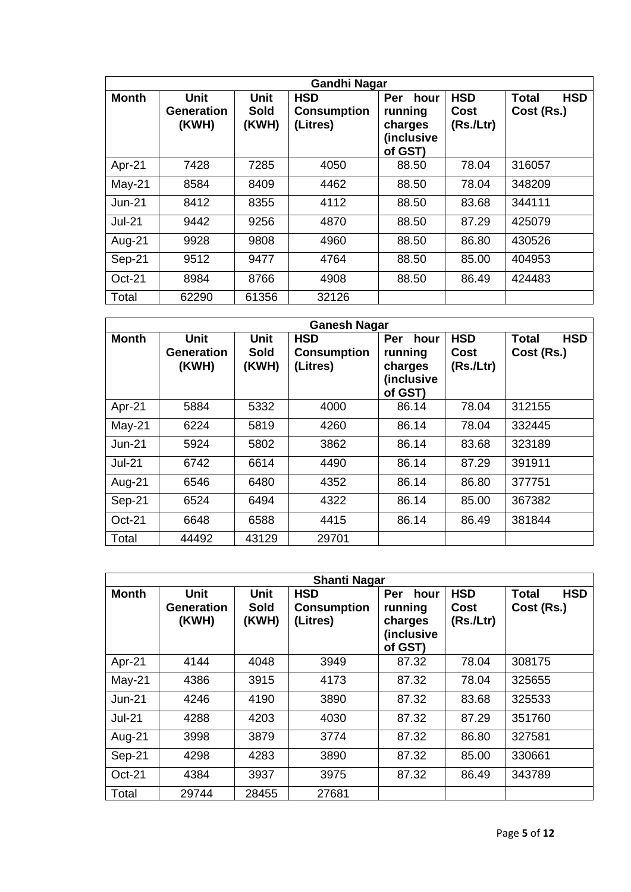| Gandhi Nagar | | | | | | |
|---|---|---|---|---|---|---|
| **Month** | **Unit Generation (KWH)** | **Unit Sold (KWH)** | **HSD Consumption (Litres)** | **Per hour running charges (inclusive of GST)** | **HSD Cost (Rs./Ltr)** | **Total HSD Cost (Rs.)** |
| Apr-21 | 7428 | 7285 | 4050 | 88.50 | 78.04 | 316057 |
| May-21 | 8584 | 8409 | 4462 | 88.50 | 78.04 | 348209 |
| Jun-21 | 8412 | 8355 | 4112 | 88.50 | 83.68 | 344111 |
| Jul-21 | 9442 | 9256 | 4870 | 88.50 | 87.29 | 425079 |
| Aug-21 | 9928 | 9808 | 4960 | 88.50 | 86.80 | 430526 |
| Sep-21 | 9512 | 9477 | 4764 | 88.50 | 85.00 | 404953 |
| Oct-21 | 8984 | 8766 | 4908 | 88.50 | 86.49 | 424483 |
| Total | 62290 | 61356 | 32126 | | | |

| Ganesh Nagar | | | | | | |
|---|---|---|---|---|---|---|
| **Month** | **Unit Generation (KWH)** | **Unit Sold (KWH)** | **HSD Consumption (Litres)** | **Per hour running charges (inclusive of GST)** | **HSD Cost (Rs./Ltr)** | **Total HSD Cost (Rs.)** |
| Apr-21 | 5884 | 5332 | 4000 | 86.14 | 78.04 | 312155 |
| May-21 | 6224 | 5819 | 4260 | 86.14 | 78.04 | 332445 |
| Jun-21 | 5924 | 5802 | 3862 | 86.14 | 83.68 | 323189 |
| Jul-21 | 6742 | 6614 | 4490 | 86.14 | 87.29 | 391911 |
| Aug-21 | 6546 | 6480 | 4352 | 86.14 | 86.80 | 377751 |
| Sep-21 | 6524 | 6494 | 4322 | 86.14 | 85.00 | 367382 |
| Oct-21 | 6648 | 6588 | 4415 | 86.14 | 86.49 | 381844 |
| Total | 44492 | 43129 | 29701 | | | |

| Shanti Nagar | | | | | | |
|---|---|---|---|---|---|---|
| **Month** | **Unit Generation (KWH)** | **Unit Sold (KWH)** | **HSD Consumption (Litres)** | **Per hour running charges (inclusive of GST)** | **HSD Cost (Rs./Ltr)** | **Total HSD Cost (Rs.)** |
| Apr-21 | 4144 | 4048 | 3949 | 87.32 | 78.04 | 308175 |
| May-21 | 4386 | 3915 | 4173 | 87.32 | 78.04 | 325655 |
| Jun-21 | 4246 | 4190 | 3890 | 87.32 | 83.68 | 325533 |
| Jul-21 | 4288 | 4203 | 4030 | 87.32 | 87.29 | 351760 |
| Aug-21 | 3998 | 3879 | 3774 | 87.32 | 86.80 | 327581 |
| Sep-21 | 4298 | 4283 | 3890 | 87.32 | 85.00 | 330661 |
| Oct-21 | 4384 | 3937 | 3975 | 87.32 | 86.49 | 343789 |
| Total | 29744 | 28455 | 27681 | | | |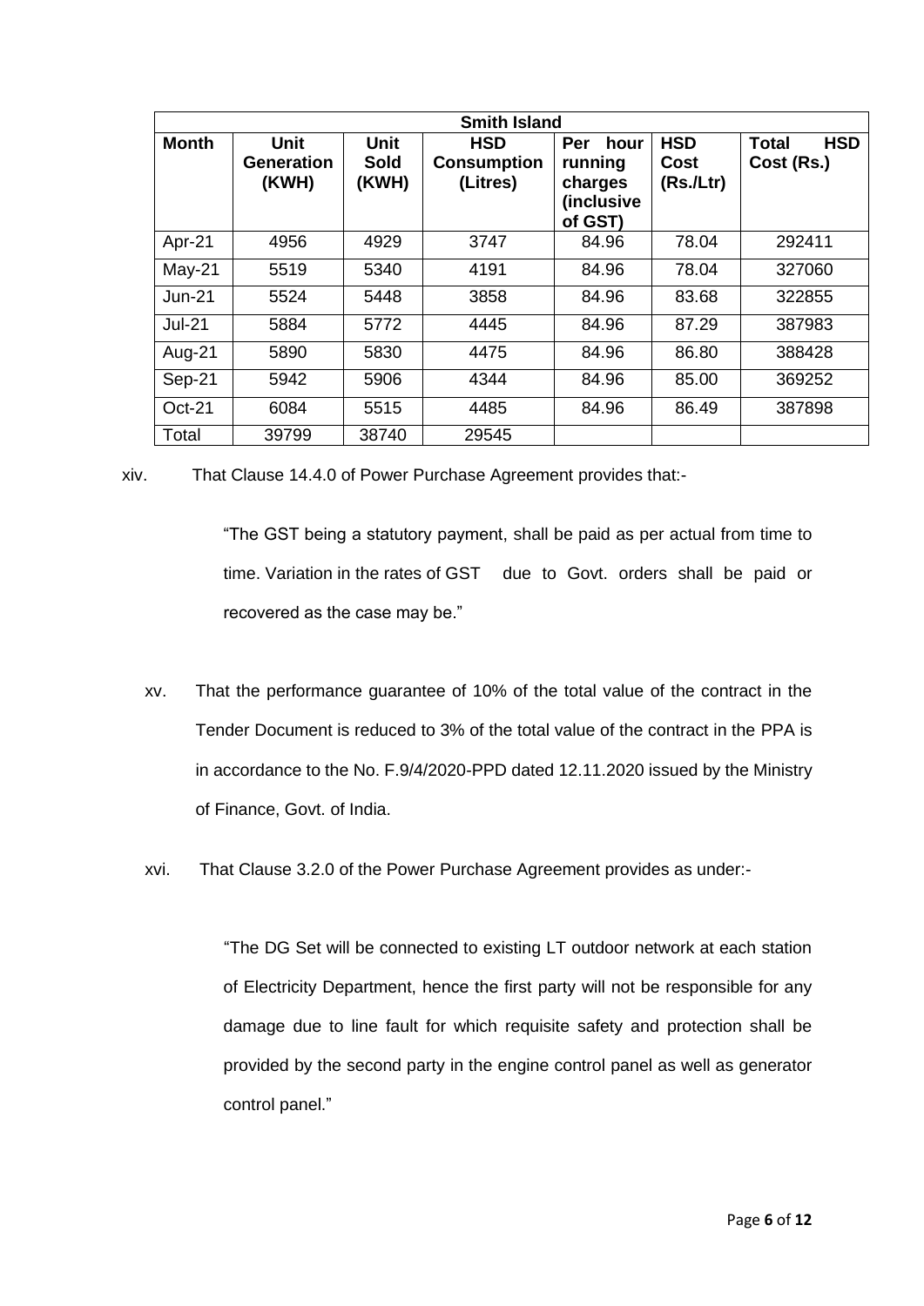| Smith Island | | | | | | |
|---|---|---|---|---|---|---|
| **Month** | **Unit Generation (KWH)** | **Unit Sold (KWH)** | **HSD Consumption (Litres)** | **Per hour running charges (inclusive of GST)** | **HSD Cost (Rs./Ltr)** | **Total HSD Cost (Rs.)** |
| Apr-21 | 4956 | 4929 | 3747 | 84.96 | 78.04 | 292411 |
| May-21 | 5519 | 5340 | 4191 | 84.96 | 78.04 | 327060 |
| Jun-21 | 5524 | 5448 | 3858 | 84.96 | 83.68 | 322855 |
| Jul-21 | 5884 | 5772 | 4445 | 84.96 | 87.29 | 387983 |
| Aug-21 | 5890 | 5830 | 4475 | 84.96 | 86.80 | 388428 |
| Sep-21 | 5942 | 5906 | 4344 | 84.96 | 85.00 | 369252 |
| Oct-21 | 6084 | 5515 | 4485 | 84.96 | 86.49 | 387898 |
| Total | 39799 | 38740 | 29545 | | | |

xiv. That Clause 14.4.0 of Power Purchase Agreement provides that:-

> "The GST being a statutory payment, shall be paid as per actual from time to time. Variation in the rates of GST due to Govt. orders shall be paid or recovered as the case may be."

xv. That the performance guarantee of 10% of the total value of the contract in the Tender Document is reduced to 3% of the total value of the contract in the PPA is in accordance to the No. F.9/4/2020-PPD dated 12.11.2020 issued by the Ministry of Finance, Govt. of India.

xvi. That Clause 3.2.0 of the Power Purchase Agreement provides as under:-

> "The DG Set will be connected to existing LT outdoor network at each station of Electricity Department, hence the first party will not be responsible for any damage due to line fault for which requisite safety and protection shall be provided by the second party in the engine control panel as well as generator control panel."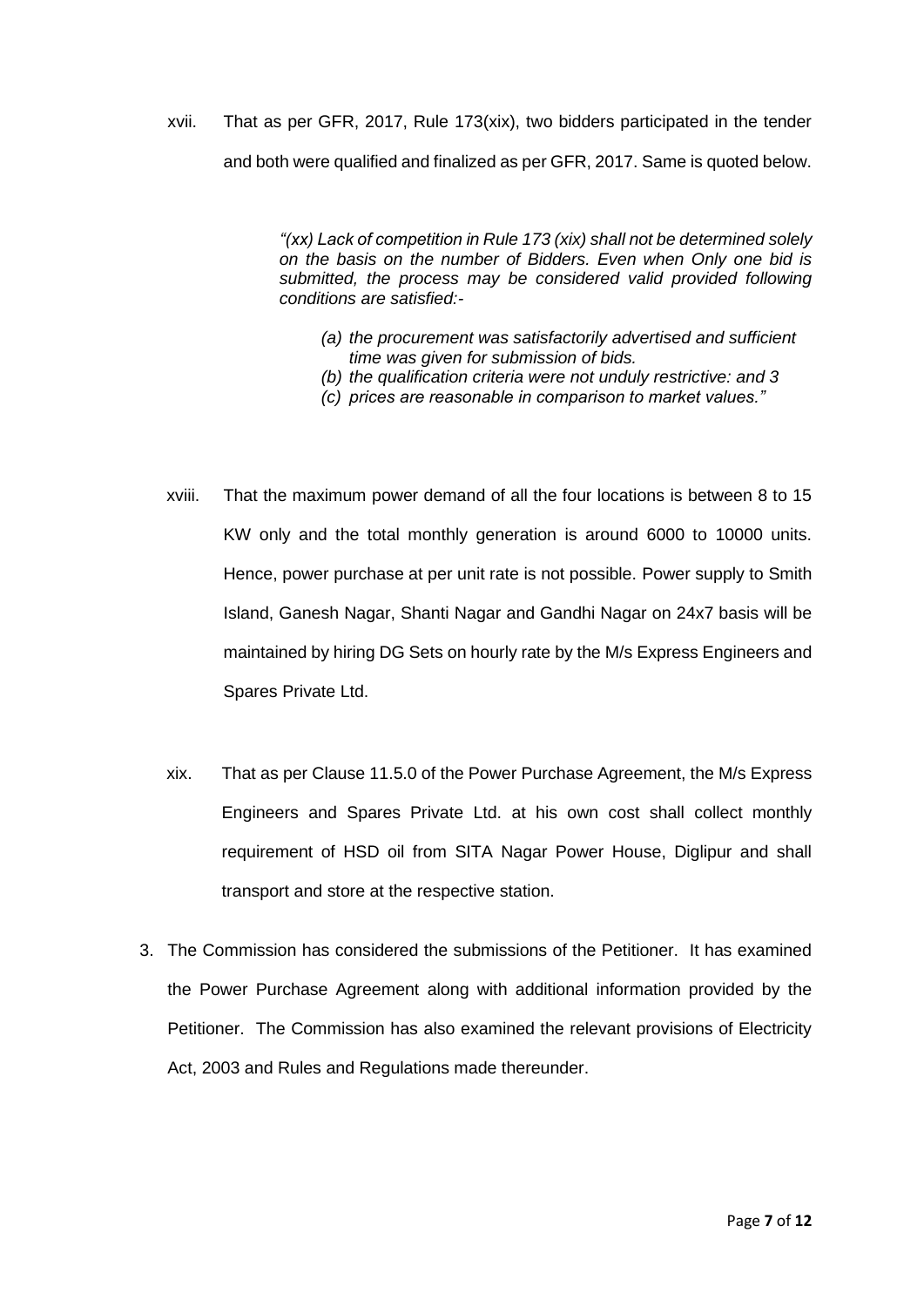xvii. That as per GFR, 2017, Rule 173(xix), two bidders participated in the tender and both were qualified and finalized as per GFR, 2017. Same is quoted below.

> *"(xx) Lack of competition in Rule 173 (xix) shall not be determined solely on the basis on the number of Bidders. Even when Only one bid is submitted, the process may be considered valid provided following conditions are satisfied:-*
>
> *(a) the procurement was satisfactorily advertised and sufficient time was given for submission of bids.*
> *(b) the qualification criteria were not unduly restrictive: and 3*
> *(c) prices are reasonable in comparison to market values."*

xviii. That the maximum power demand of all the four locations is between 8 to 15 KW only and the total monthly generation is around 6000 to 10000 units. Hence, power purchase at per unit rate is not possible. Power supply to Smith Island, Ganesh Nagar, Shanti Nagar and Gandhi Nagar on 24x7 basis will be maintained by hiring DG Sets on hourly rate by the M/s Express Engineers and Spares Private Ltd.

xix. That as per Clause 11.5.0 of the Power Purchase Agreement, the M/s Express Engineers and Spares Private Ltd. at his own cost shall collect monthly requirement of HSD oil from SITA Nagar Power House, Diglipur and shall transport and store at the respective station.

3. The Commission has considered the submissions of the Petitioner. It has examined the Power Purchase Agreement along with additional information provided by the Petitioner. The Commission has also examined the relevant provisions of Electricity Act, 2003 and Rules and Regulations made thereunder.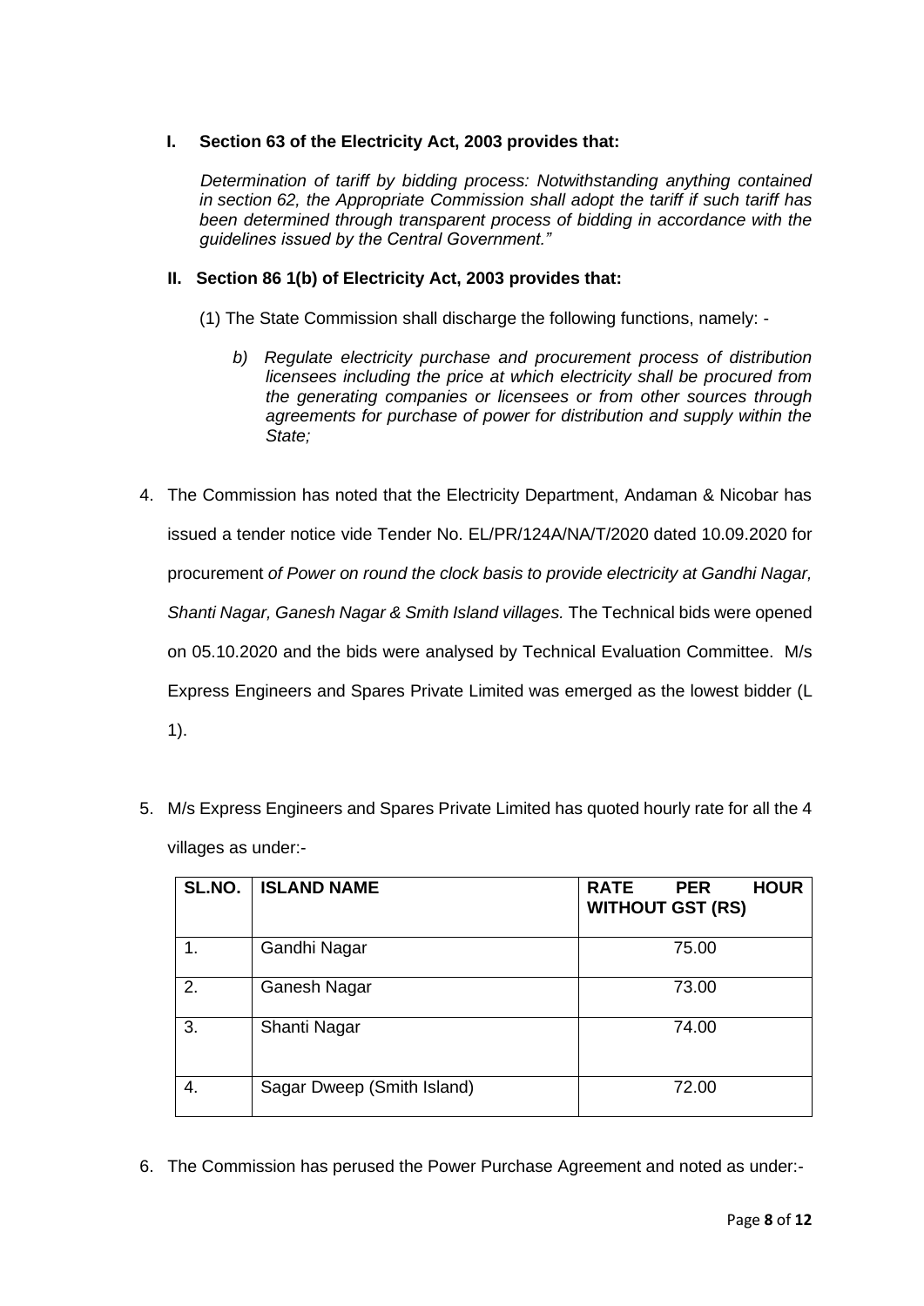**I. Section 63 of the Electricity Act, 2003 provides that:**

*Determination of tariff by bidding process: Notwithstanding anything contained in section 62, the Appropriate Commission shall adopt the tariff if such tariff has been determined through transparent process of bidding in accordance with the guidelines issued by the Central Government."*

**II. Section 86 1(b) of Electricity Act, 2003 provides that:**

(1) The State Commission shall discharge the following functions, namely: -

*b) Regulate electricity purchase and procurement process of distribution licensees including the price at which electricity shall be procured from the generating companies or licensees or from other sources through agreements for purchase of power for distribution and supply within the State;*

4. The Commission has noted that the Electricity Department, Andaman & Nicobar has issued a tender notice vide Tender No. EL/PR/124A/NA/T/2020 dated 10.09.2020 for procurement *of Power on round the clock basis to provide electricity at Gandhi Nagar, Shanti Nagar, Ganesh Nagar & Smith Island villages.* The Technical bids were opened on 05.10.2020 and the bids were analysed by Technical Evaluation Committee. M/s Express Engineers and Spares Private Limited was emerged as the lowest bidder (L 1).

5. M/s Express Engineers and Spares Private Limited has quoted hourly rate for all the 4 villages as under:-

| SL.NO. | ISLAND NAME | RATE PER HOUR WITHOUT GST (RS) |
|---|---|---|
| 1. | Gandhi Nagar | 75.00 |
| 2. | Ganesh Nagar | 73.00 |
| 3. | Shanti Nagar | 74.00 |
| 4. | Sagar Dweep (Smith Island) | 72.00 |

6. The Commission has perused the Power Purchase Agreement and noted as under:-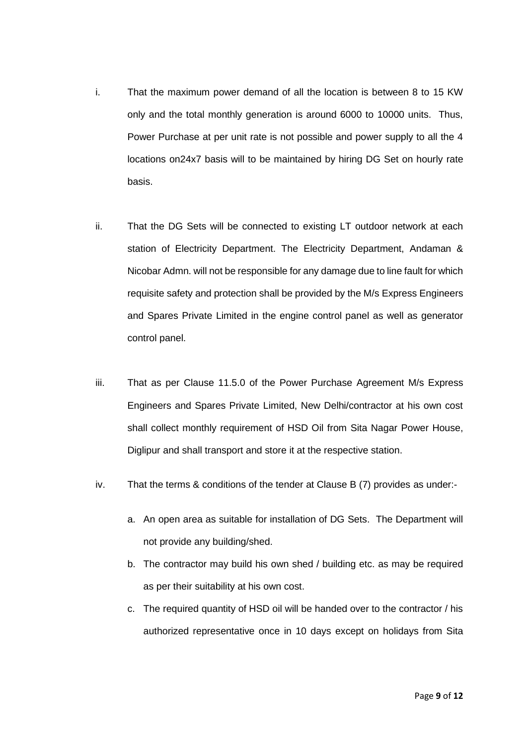i. That the maximum power demand of all the location is between 8 to 15 KW only and the total monthly generation is around 6000 to 10000 units. Thus, Power Purchase at per unit rate is not possible and power supply to all the 4 locations on24x7 basis will to be maintained by hiring DG Set on hourly rate basis.

ii. That the DG Sets will be connected to existing LT outdoor network at each station of Electricity Department. The Electricity Department, Andaman & Nicobar Admn. will not be responsible for any damage due to line fault for which requisite safety and protection shall be provided by the M/s Express Engineers and Spares Private Limited in the engine control panel as well as generator control panel.

iii. That as per Clause 11.5.0 of the Power Purchase Agreement M/s Express Engineers and Spares Private Limited, New Delhi/contractor at his own cost shall collect monthly requirement of HSD Oil from Sita Nagar Power House, Diglipur and shall transport and store it at the respective station.

iv. That the terms & conditions of the tender at Clause B (7) provides as under:-

   a. An open area as suitable for installation of DG Sets. The Department will not provide any building/shed.

   b. The contractor may build his own shed / building etc. as may be required as per their suitability at his own cost.

   c. The required quantity of HSD oil will be handed over to the contractor / his authorized representative once in 10 days except on holidays from Sita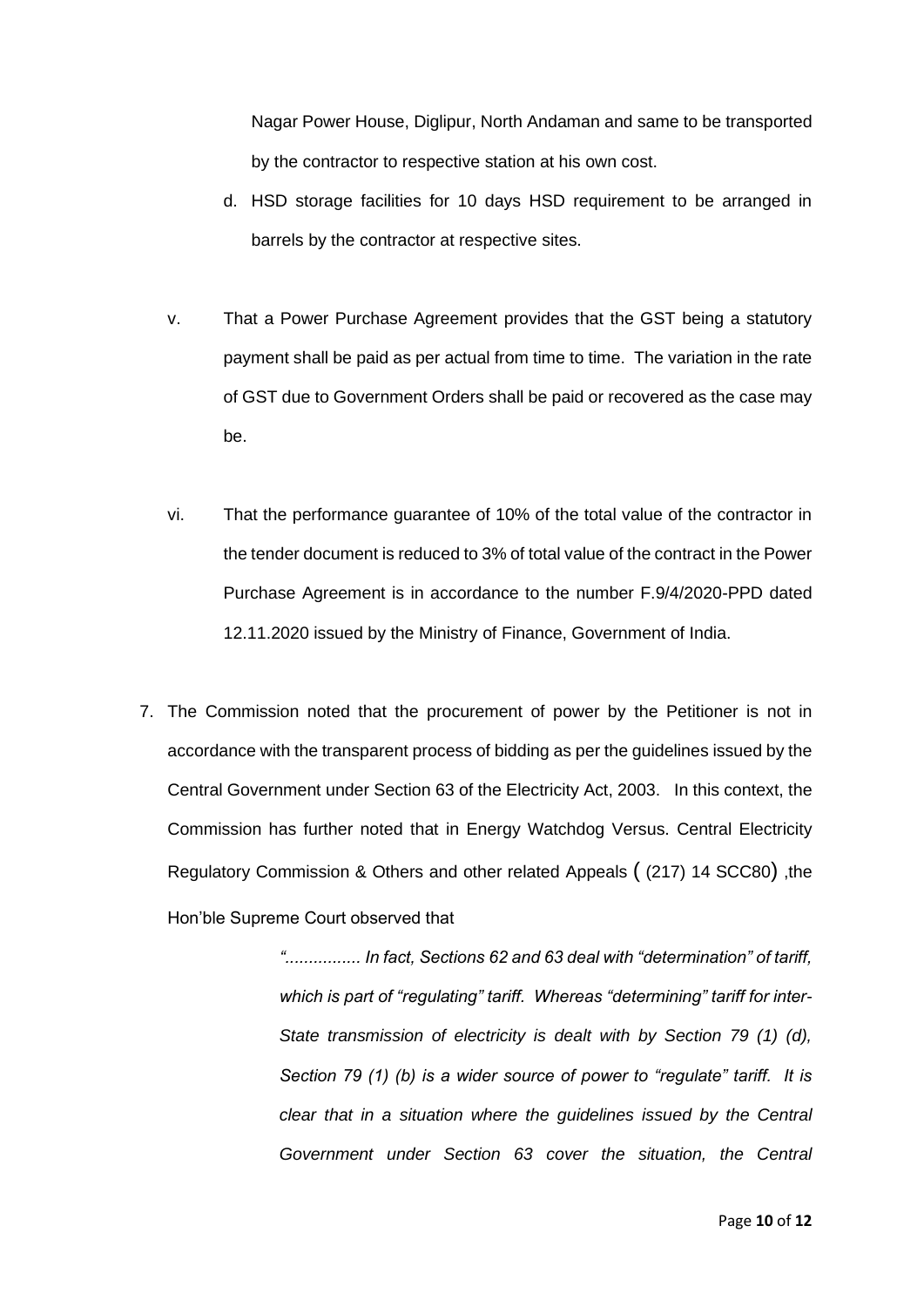Nagar Power House, Diglipur, North Andaman and same to be transported by the contractor to respective station at his own cost.

d. HSD storage facilities for 10 days HSD requirement to be arranged in barrels by the contractor at respective sites.

v. That a Power Purchase Agreement provides that the GST being a statutory payment shall be paid as per actual from time to time. The variation in the rate of GST due to Government Orders shall be paid or recovered as the case may be.

vi. That the performance guarantee of 10% of the total value of the contractor in the tender document is reduced to 3% of total value of the contract in the Power Purchase Agreement is in accordance to the number F.9/4/2020-PPD dated 12.11.2020 issued by the Ministry of Finance, Government of India.

7. The Commission noted that the procurement of power by the Petitioner is not in accordance with the transparent process of bidding as per the guidelines issued by the Central Government under Section 63 of the Electricity Act, 2003. In this context, the Commission has further noted that in Energy Watchdog Versus. Central Electricity Regulatory Commission & Others and other related Appeals ( (217) 14 SCC80) ,the Hon'ble Supreme Court observed that

> *"................ In fact, Sections 62 and 63 deal with "determination" of tariff, which is part of "regulating" tariff. Whereas "determining" tariff for inter-State transmission of electricity is dealt with by Section 79 (1) (d), Section 79 (1) (b) is a wider source of power to "regulate" tariff. It is clear that in a situation where the guidelines issued by the Central Government under Section 63 cover the situation, the Central*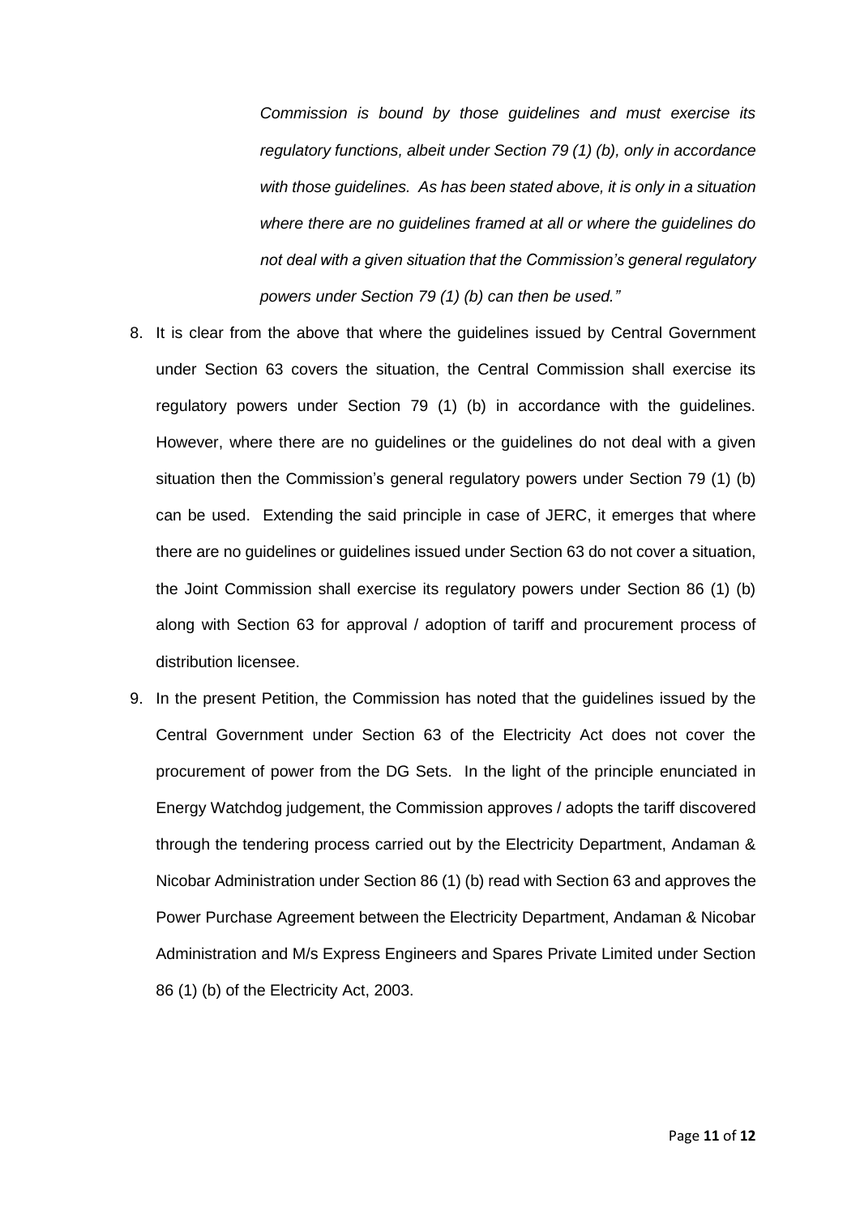> *Commission is bound by those guidelines and must exercise its regulatory functions, albeit under Section 79 (1) (b), only in accordance with those guidelines. As has been stated above, it is only in a situation where there are no guidelines framed at all or where the guidelines do not deal with a given situation that the Commission's general regulatory powers under Section 79 (1) (b) can then be used."*

8. It is clear from the above that where the guidelines issued by Central Government under Section 63 covers the situation, the Central Commission shall exercise its regulatory powers under Section 79 (1) (b) in accordance with the guidelines. However, where there are no guidelines or the guidelines do not deal with a given situation then the Commission's general regulatory powers under Section 79 (1) (b) can be used. Extending the said principle in case of JERC, it emerges that where there are no guidelines or guidelines issued under Section 63 do not cover a situation, the Joint Commission shall exercise its regulatory powers under Section 86 (1) (b) along with Section 63 for approval / adoption of tariff and procurement process of distribution licensee.

9. In the present Petition, the Commission has noted that the guidelines issued by the Central Government under Section 63 of the Electricity Act does not cover the procurement of power from the DG Sets. In the light of the principle enunciated in Energy Watchdog judgement, the Commission approves / adopts the tariff discovered through the tendering process carried out by the Electricity Department, Andaman & Nicobar Administration under Section 86 (1) (b) read with Section 63 and approves the Power Purchase Agreement between the Electricity Department, Andaman & Nicobar Administration and M/s Express Engineers and Spares Private Limited under Section 86 (1) (b) of the Electricity Act, 2003.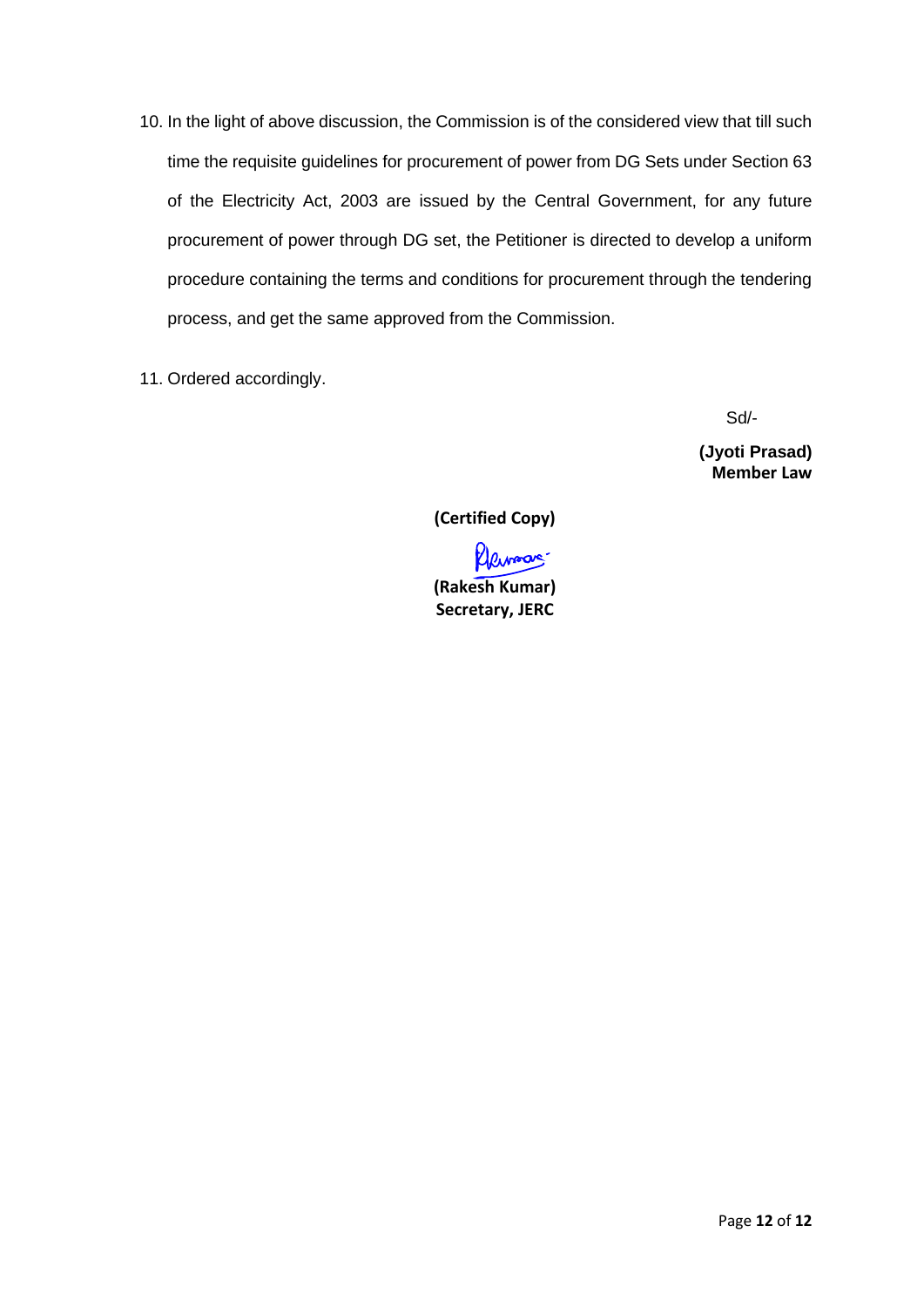10. In the light of above discussion, the Commission is of the considered view that till such time the requisite guidelines for procurement of power from DG Sets under Section 63 of the Electricity Act, 2003 are issued by the Central Government, for any future procurement of power through DG set, the Petitioner is directed to develop a uniform procedure containing the terms and conditions for procurement through the tendering process, and get the same approved from the Commission.

11. Ordered accordingly.

Sd/-

**(Jyoti Prasad)**
**Member Law**

**(Certified Copy)**

**(Rakesh Kumar)**
**Secretary, JERC**